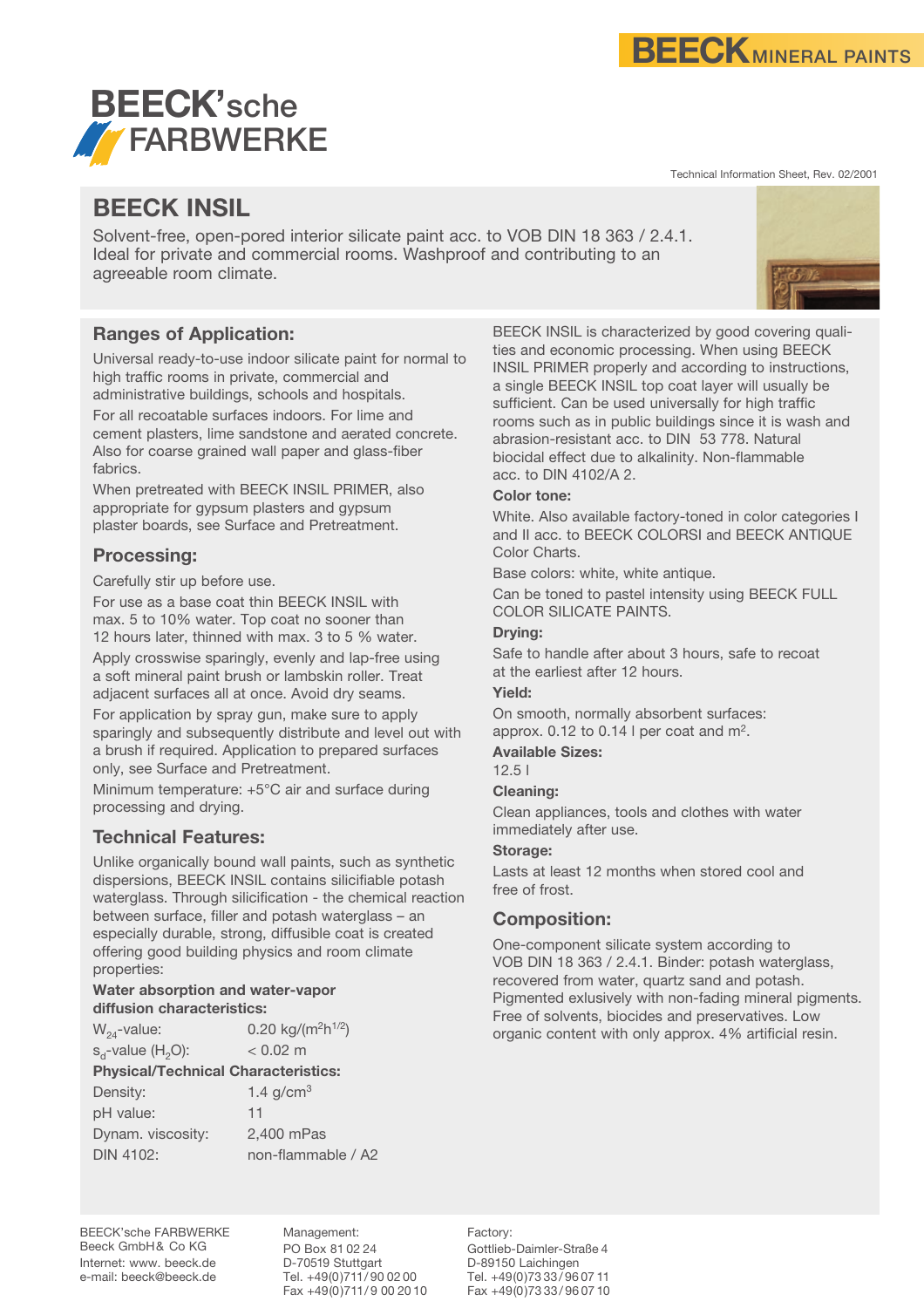BEECK MINERAL PAINTS

BEECK'sche FARBWERKE

Technical Information Sheet, Rev. 02/2001

# BEECK INSIL

Solvent-free, open-pored interior silicate paint acc. to VOB DIN 18 363 / 2.4.1. Ideal for private and commercial rooms. Washproof and contributing to an agreeable room climate.

## Ranges of Application:

Universal ready-to-use indoor silicate paint for normal to high traffic rooms in private, commercial and administrative buildings, schools and hospitals.

For all recoatable surfaces indoors. For lime and cement plasters, lime sandstone and aerated concrete. Also for coarse grained wall paper and glass-fiber fabrics.

When pretreated with BEECK INSIL PRIMER, also appropriate for gypsum plasters and gypsum plaster boards, see Surface and Pretreatment.

## Processing:

Carefully stir up before use.

For use as a base coat thin BEECK INSIL with max. 5 to 10% water. Top coat no sooner than 12 hours later, thinned with max. 3 to 5 % water.

Apply crosswise sparingly, evenly and lap-free using a soft mineral paint brush or lambskin roller. Treat adjacent surfaces all at once. Avoid dry seams.

For application by spray gun, make sure to apply sparingly and subsequently distribute and level out with a brush if required. Application to prepared surfaces only, see Surface and Pretreatment.

Minimum temperature: +5°C air and surface during processing and drying.

## Technical Features:

Unlike organically bound wall paints, such as synthetic dispersions, BEECK INSIL contains silicifiable potash waterglass. Through silicification - the chemical reaction between surface, filler and potash waterglass – an especially durable, strong, diffusible coat is created offering good building physics and room climate properties:

**Water absorption and water-vapor diffusion characteristics:**

| | |
|---|---|
| $W_{24}$-value: | 0.20 kg/($m^2h^{1/2}$) |
| $s_d$-value ($H_2O$): | < 0.02 m |

**Physical/Technical Characteristics:**

| | |
|---|---|
| Density: | 1.4 g/cm$^3$ |
| pH value: | 11 |
| Dynam. viscosity: | 2,400 mPas |
| DIN 4102: | non-flammable / A2 |

BEECK INSIL is characterized by good covering qualities and economic processing. When using BEECK INSIL PRIMER properly and according to instructions, a single BEECK INSIL top coat layer will usually be sufficient. Can be used universally for high traffic rooms such as in public buildings since it is wash and abrasion-resistant acc. to DIN 53 778. Natural biocidal effect due to alkalinity. Non-flammable acc. to DIN 4102/A 2.

**Color tone:**

White. Also available factory-toned in color categories I and II acc. to BEECK COLORSI and BEECK ANTIQUE Color Charts.

Base colors: white, white antique.

Can be toned to pastel intensity using BEECK FULL COLOR SILICATE PAINTS.

**Drying:**

Safe to handle after about 3 hours, safe to recoat at the earliest after 12 hours.

**Yield:**

On smooth, normally absorbent surfaces: approx. 0.12 to 0.14 l per coat and m$^2$.

**Available Sizes:**

12.5 l

**Cleaning:**

Clean appliances, tools and clothes with water immediately after use.

**Storage:**

Lasts at least 12 months when stored cool and free of frost.

## Composition:

One-component silicate system according to VOB DIN 18 363 / 2.4.1. Binder: potash waterglass, recovered from water, quartz sand and potash. Pigmented exlusively with non-fading mineral pigments. Free of solvents, biocides and preservatives. Low organic content with only approx. 4% artificial resin.

BEECK'sche FARBWERKE
Beeck GmbH& Co KG
Internet: www. beeck.de
e-mail: beeck@beeck.de

Management:
PO Box 81 02 24
D-70519 Stuttgart
Tel. +49(0)711/90 02 00
Fax +49(0)711/9 00 20 10

Factory:
Gottlieb-Daimler-Straße 4
D-89150 Laichingen
Tel. +49(0)73 33/96 07 11
Fax +49(0)73 33/96 07 10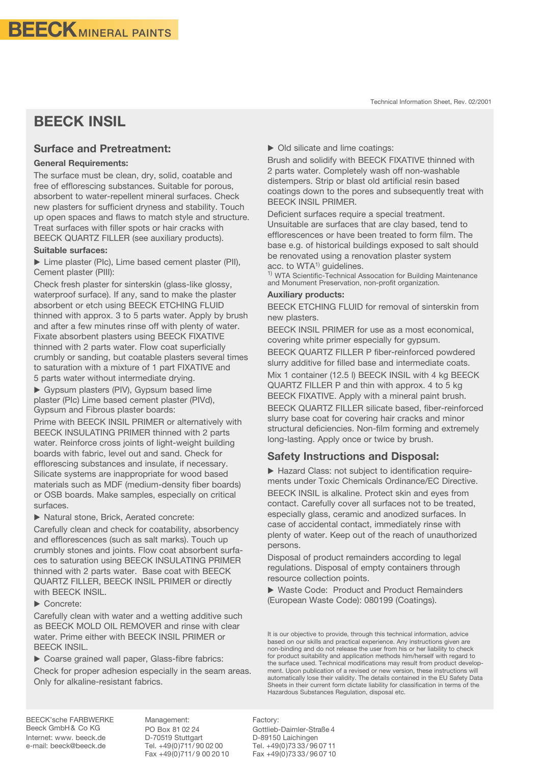BEECK MINERAL PAINTS

Technical Information Sheet, Rev. 02/2001

# BEECK INSIL

## Surface and Pretreatment:

### General Requirements:

The surface must be clean, dry, solid, coatable and free of efflorescing substances. Suitable for porous, absorbent to water-repellent mineral surfaces. Check new plasters for sufficient dryness and stability. Touch up open spaces and flaws to match style and structure. Treat surfaces with filler spots or hair cracks with BEECK QUARTZ FILLER (see auxiliary products).

### Suitable surfaces:

▶ Lime plaster (PIc), Lime based cement plaster (PII), Cement plaster (PIII):

Check fresh plaster for sinterskin (glass-like glossy, waterproof surface). If any, sand to make the plaster absorbent or etch using BEECK ETCHING FLUID thinned with approx. 3 to 5 parts water. Apply by brush and after a few minutes rinse off with plenty of water. Fixate absorbent plasters using BEECK FIXATIVE thinned with 2 parts water. Flow coat superficially crumbly or sanding, but coatable plasters several times to saturation with a mixture of 1 part FIXATIVE and 5 parts water without intermediate drying.

▶ Gypsum plasters (PIV), Gypsum based lime plaster (PIc) Lime based cement plaster (PIVd), Gypsum and Fibrous plaster boards:

Prime with BEECK INSIL PRIMER or alternatively with BEECK INSULATING PRIMER thinned with 2 parts water. Reinforce cross joints of light-weight building boards with fabric, level out and sand. Check for efflorescing substances and insulate, if necessary. Silicate systems are inappropriate for wood based materials such as MDF (medium-density fiber boards) or OSB boards. Make samples, especially on critical surfaces.

▶ Natural stone, Brick, Aerated concrete:

Carefully clean and check for coatability, absorbency and efflorescences (such as salt marks). Touch up crumbly stones and joints. Flow coat absorbent surfaces to saturation using BEECK INSULATING PRIMER thinned with 2 parts water. Base coat with BEECK QUARTZ FILLER, BEECK INSIL PRIMER or directly with BEECK INSIL.

▶ Concrete:

Carefully clean with water and a wetting additive such as BEECK MOLD OIL REMOVER and rinse with clear water. Prime either with BEECK INSIL PRIMER or BEECK INSIL.

▶ Coarse grained wall paper, Glass-fibre fabrics:

Check for proper adhesion especially in the seam areas. Only for alkaline-resistant fabrics.

▶ Old silicate and lime coatings:

Brush and solidify with BEECK FIXATIVE thinned with 2 parts water. Completely wash off non-washable distempers. Strip or blast old artificial resin based coatings down to the pores and subsequently treat with BEECK INSIL PRIMER.

Deficient surfaces require a special treatment. Unsuitable are surfaces that are clay based, tend to efflorescences or have been treated to form film. The base e.g. of historical buildings exposed to salt should be renovated using a renovation plaster system acc. to WTA[1] guidelines.

[1] WTA Scientific-Technical Assocation for Building Maintenance and Monument Preservation, non-profit organization.

### Auxiliary products:

BEECK ETCHING FLUID for removal of sinterskin from new plasters.

BEECK INSIL PRIMER for use as a most economical, covering white primer especially for gypsum.

BEECK QUARTZ FILLER P fiber-reinforced powdered slurry additive for filled base and intermediate coats.

Mix 1 container (12.5 l) BEECK INSIL with 4 kg BEECK QUARTZ FILLER P and thin with approx. 4 to 5 kg BEECK FIXATIVE. Apply with a mineral paint brush.

BEECK QUARTZ FILLER silicate based, fiber-reinforced slurry base coat for covering hair cracks and minor structural deficiencies. Non-film forming and extremely long-lasting. Apply once or twice by brush.

## Safety Instructions and Disposal:

▶ Hazard Class: not subject to identification requirements under Toxic Chemicals Ordinance/EC Directive.

BEECK INSIL is alkaline. Protect skin and eyes from contact. Carefully cover all surfaces not to be treated, especially glass, ceramic and anodized surfaces. In case of accidental contact, immediately rinse with plenty of water. Keep out of the reach of unauthorized persons.

Disposal of product remainders according to legal regulations. Disposal of empty containers through resource collection points.

▶ Waste Code: Product and Product Remainders (European Waste Code): 080199 (Coatings).

It is our objective to provide, through this technical information, advice based on our skills and practical experience. Any instructions given are non-binding and do not release the user from his or her liability to check for product suitability and application methods him/herself with regard to the surface used. Technical modifications may result from product development. Upon publication of a revised or new version, these instructions will automatically lose their validity. The details contained in the EU Safety Data Sheets in their current form dictate liability for classification in terms of the Hazardous Substances Regulation, disposal etc.

BEECK'sche FARBWERKE
Beeck GmbH& Co KG
Internet: www. beeck.de
e-mail: beeck@beeck.de

Management:
PO Box 81 02 24
D-70519 Stuttgart
Tel. +49(0)711/90 02 00
Fax +49(0)711/9 00 20 10

Factory:
Gottlieb-Daimler-Straße 4
D-89150 Laichingen
Tel. +49(0)73 33/96 07 11
Fax +49(0)73 33/96 07 10